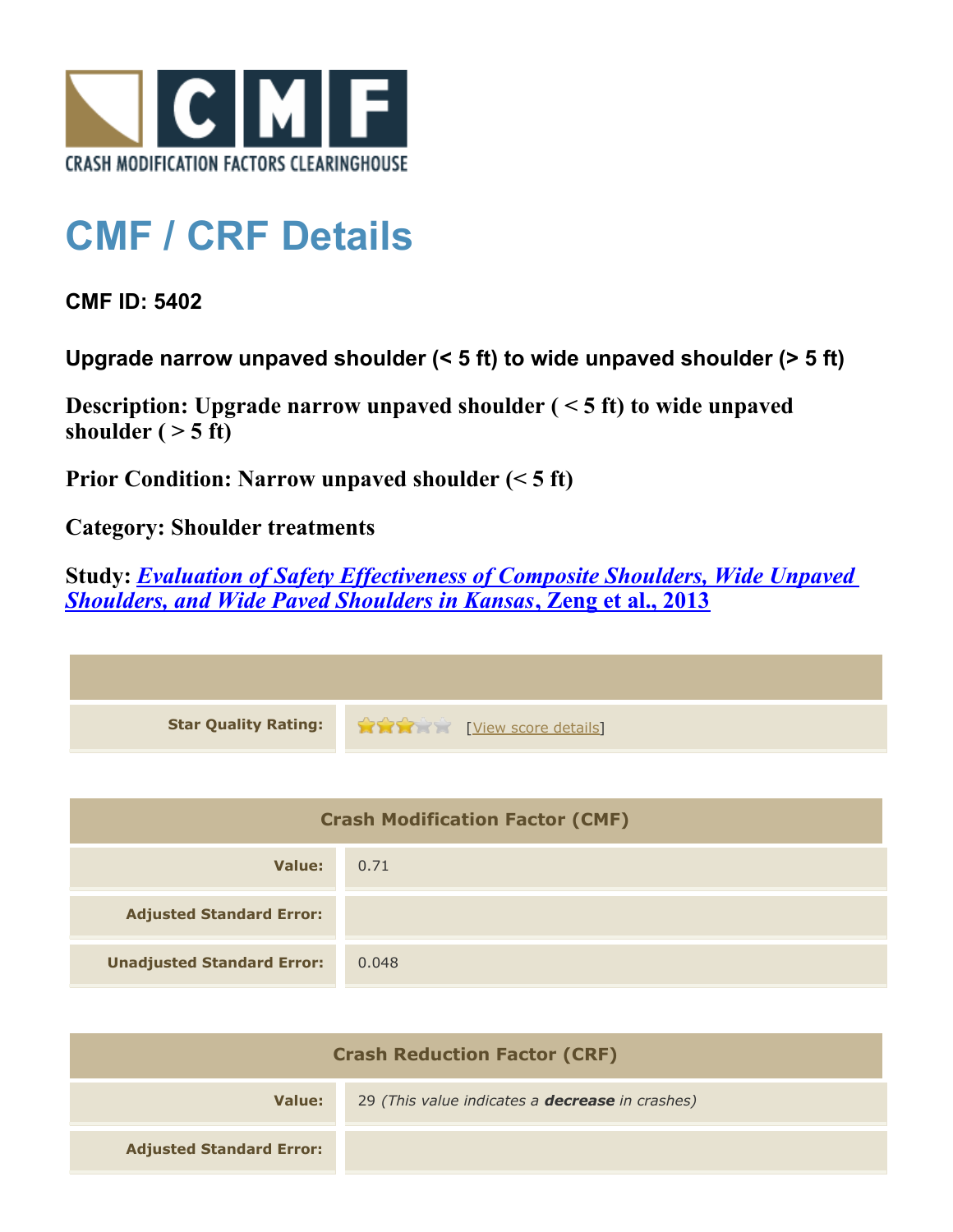CRASH MODIFICATION FACTORS CLEARINGHOUSE

# CMF / CRF Details

**CMF ID: 5402**

**Upgrade narrow unpaved shoulder (< 5 ft) to wide unpaved shoulder (> 5 ft)**

**Description: Upgrade narrow unpaved shoulder ( < 5 ft) to wide unpaved shoulder ( > 5 ft)**

**Prior Condition: Narrow unpaved shoulder (< 5 ft)**

**Category: Shoulder treatments**

**Study: *Evaluation of Safety Effectiveness of Composite Shoulders, Wide Unpaved Shoulders, and Wide Paved Shoulders in Kansas*, Zeng et al., 2013**

| | |
|---|---|
| **Star Quality Rating:** | 3 of 5 stars [View score details] |

| Crash Modification Factor (CMF) | |
|---|---|
| **Value:** | 0.71 |
| **Adjusted Standard Error:** | |
| **Unadjusted Standard Error:** | 0.048 |

| Crash Reduction Factor (CRF) | |
|---|---|
| **Value:** | 29 *(This value indicates a **decrease** in crashes)* |
| **Adjusted Standard Error:** | |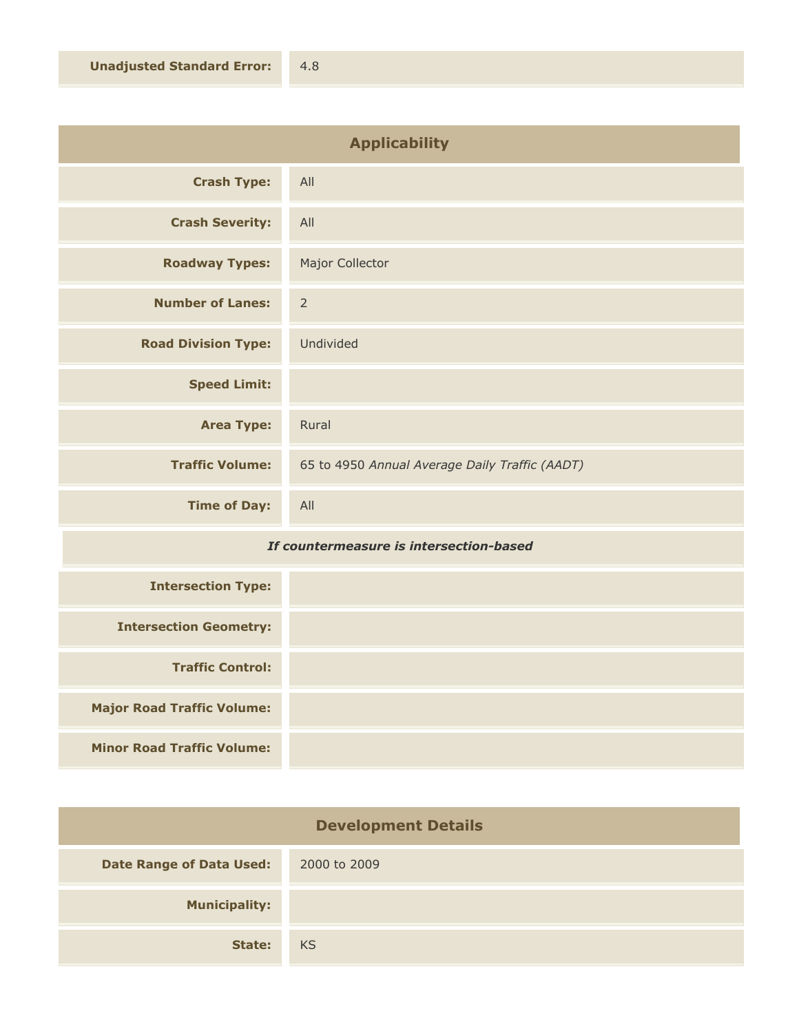| | |
|---|---|
| **Unadjusted Standard Error:** | 4.8 |

## Applicability

| | |
|---|---|
| **Crash Type:** | All |
| **Crash Severity:** | All |
| **Roadway Types:** | Major Collector |
| **Number of Lanes:** | 2 |
| **Road Division Type:** | Undivided |
| **Speed Limit:** | |
| **Area Type:** | Rural |
| **Traffic Volume:** | 65 to 4950 *Annual Average Daily Traffic (AADT)* |
| **Time of Day:** | All |

***If countermeasure is intersection-based***

| | |
|---|---|
| **Intersection Type:** | |
| **Intersection Geometry:** | |
| **Traffic Control:** | |
| **Major Road Traffic Volume:** | |
| **Minor Road Traffic Volume:** | |

## Development Details

| | |
|---|---|
| **Date Range of Data Used:** | 2000 to 2009 |
| **Municipality:** | |
| **State:** | KS |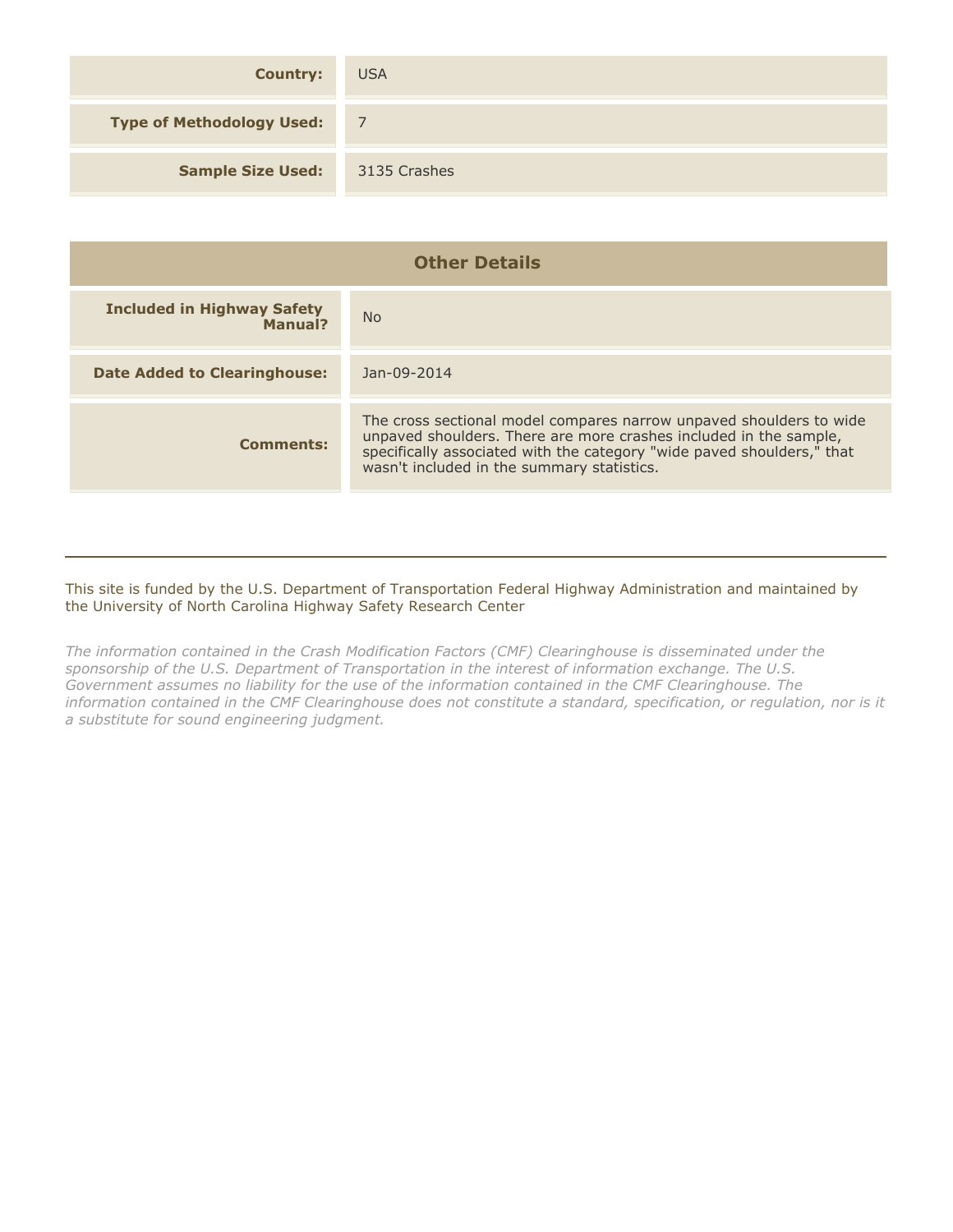| | |
|---|---|
| **Country:** | USA |
| **Type of Methodology Used:** | 7 |
| **Sample Size Used:** | 3135 Crashes |

## Other Details

| | |
|---|---|
| **Included in Highway Safety Manual?** | No |
| **Date Added to Clearinghouse:** | Jan-09-2014 |
| **Comments:** | The cross sectional model compares narrow unpaved shoulders to wide unpaved shoulders. There are more crashes included in the sample, specifically associated with the category "wide paved shoulders," that wasn't included in the summary statistics. |

---

This site is funded by the U.S. Department of Transportation Federal Highway Administration and maintained by the University of North Carolina Highway Safety Research Center

*The information contained in the Crash Modification Factors (CMF) Clearinghouse is disseminated under the sponsorship of the U.S. Department of Transportation in the interest of information exchange. The U.S. Government assumes no liability for the use of the information contained in the CMF Clearinghouse. The information contained in the CMF Clearinghouse does not constitute a standard, specification, or regulation, nor is it a substitute for sound engineering judgment.*